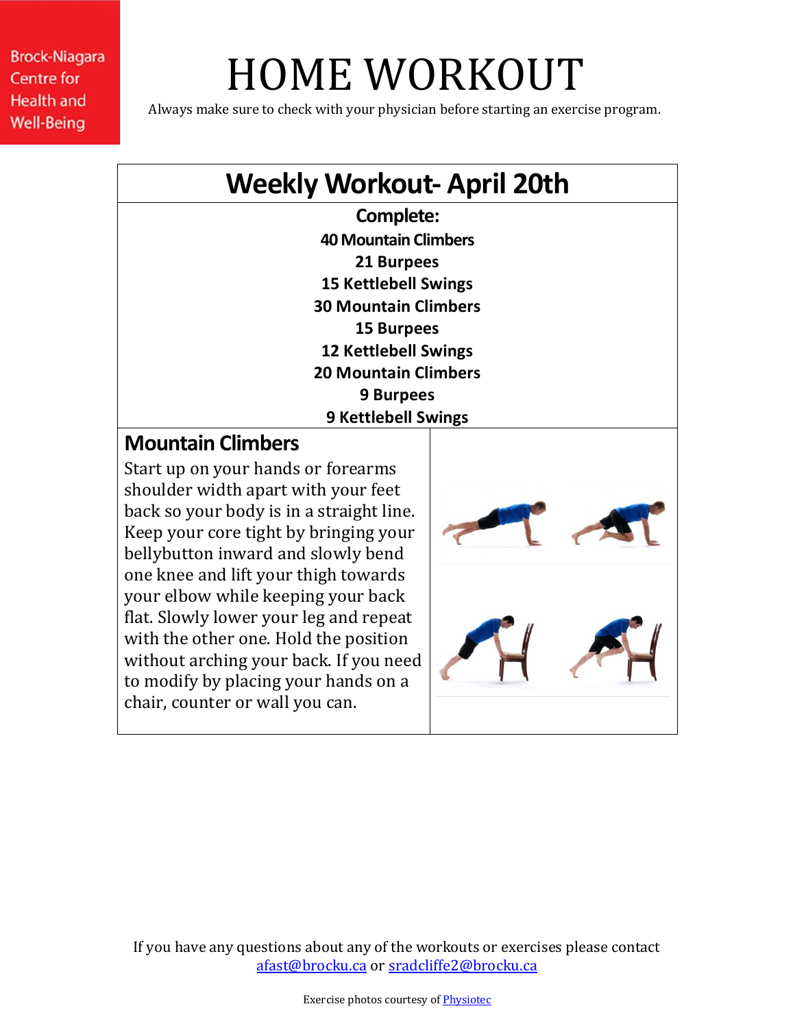Brock-Niagara Centre for Health and Well-Being

# HOME WORKOUT

Always make sure to check with your physician before starting an exercise program.

## Weekly Workout- April 20th

**Complete:**

**40 Mountain Climbers**
**21 Burpees**
**15 Kettlebell Swings**
**30 Mountain Climbers**
**15 Burpees**
**12 Kettlebell Swings**
**20 Mountain Climbers**
**9 Burpees**
**9 Kettlebell Swings**

### Mountain Climbers

Start up on your hands or forearms shoulder width apart with your feet back so your body is in a straight line. Keep your core tight by bringing your bellybutton inward and slowly bend one knee and lift your thigh towards your elbow while keeping your back flat. Slowly lower your leg and repeat with the other one. Hold the position without arching your back. If you need to modify by placing your hands on a chair, counter or wall you can.

If you have any questions about any of the workouts or exercises please contact afast@brocku.ca or sradcliffe2@brocku.ca

Exercise photos courtesy of Physiotec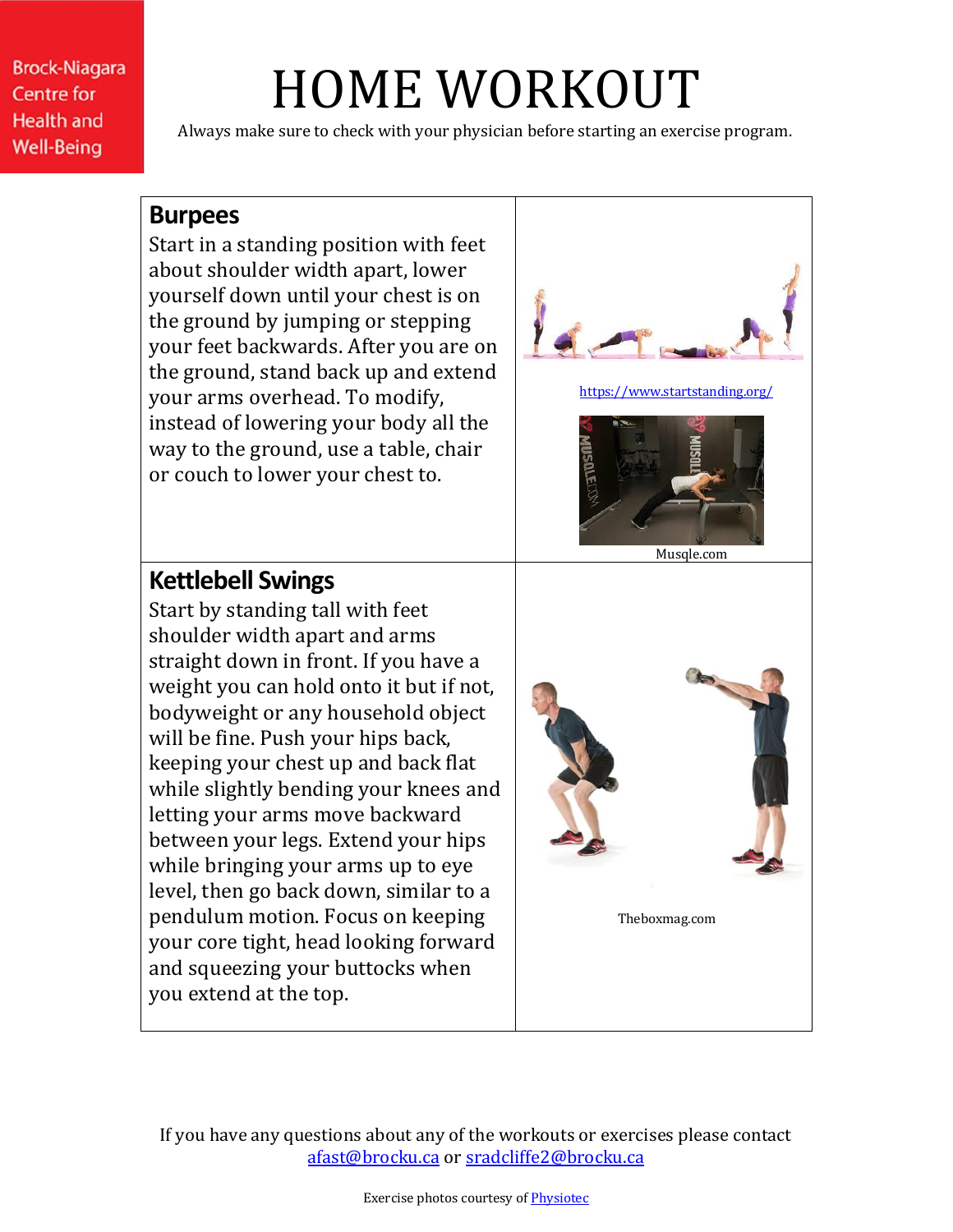Brock-Niagara Centre for Health and Well-Being

# HOME WORKOUT

Always make sure to check with your physician before starting an exercise program.

| | |
|---|---|
| **Burpees**<br>Start in a standing position with feet about shoulder width apart, lower yourself down until your chest is on the ground by jumping or stepping your feet backwards. After you are on the ground, stand back up and extend your arms overhead. To modify, instead of lowering your body all the way to the ground, use a table, chair or couch to lower your chest to. | https://www.startstanding.org/<br><br>Musqle.com |
| **Kettlebell Swings**<br>Start by standing tall with feet shoulder width apart and arms straight down in front. If you have a weight you can hold onto it but if not, bodyweight or any household object will be fine. Push your hips back, keeping your chest up and back flat while slightly bending your knees and letting your arms move backward between your legs. Extend your hips while bringing your arms up to eye level, then go back down, similar to a pendulum motion. Focus on keeping your core tight, head looking forward and squeezing your buttocks when you extend at the top. | Theboxmag.com |

If you have any questions about any of the workouts or exercises please contact afast@brocku.ca or sradcliffe2@brocku.ca

Exercise photos courtesy of Physiotec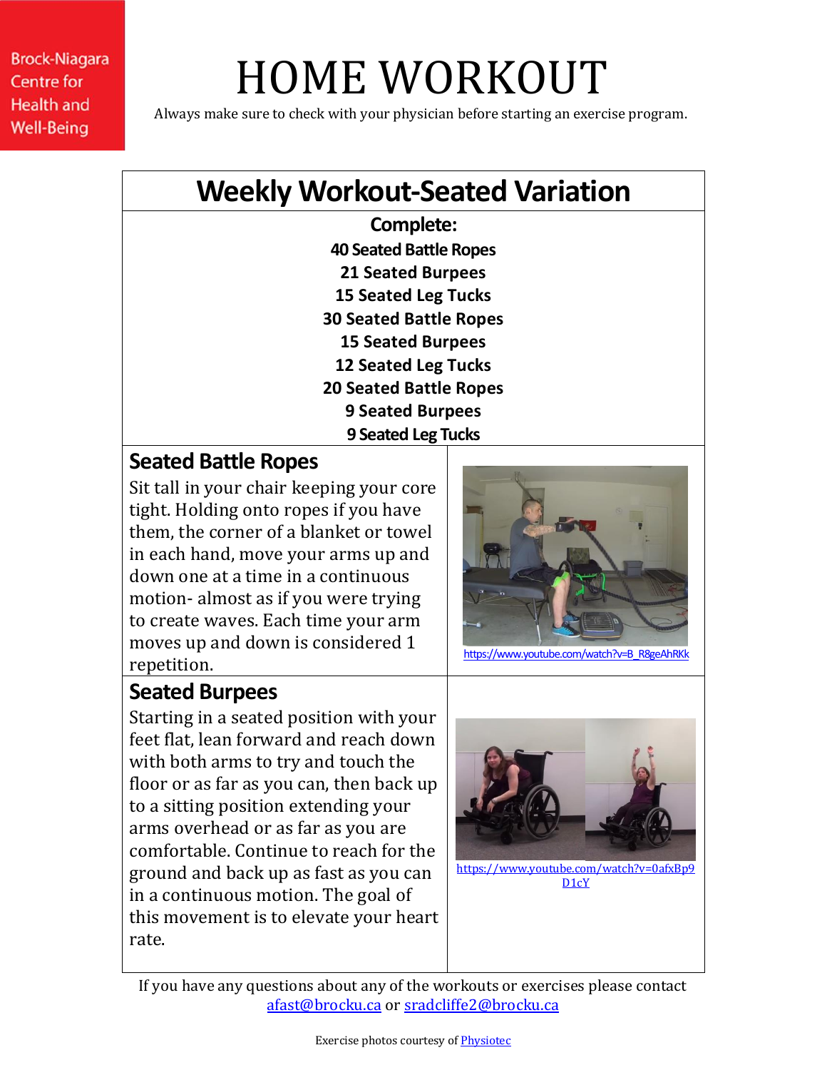Brock-Niagara Centre for Health and Well-Being

# HOME WORKOUT

Always make sure to check with your physician before starting an exercise program.

## Weekly Workout-Seated Variation

**Complete:**

**40 Seated Battle Ropes**
**21 Seated Burpees**
**15 Seated Leg Tucks**
**30 Seated Battle Ropes**
**15 Seated Burpees**
**12 Seated Leg Tucks**
**20 Seated Battle Ropes**
**9 Seated Burpees**
**9 Seated Leg Tucks**

### Seated Battle Ropes

Sit tall in your chair keeping your core tight. Holding onto ropes if you have them, the corner of a blanket or towel in each hand, move your arms up and down one at a time in a continuous motion- almost as if you were trying to create waves. Each time your arm moves up and down is considered 1 repetition.

https://www.youtube.com/watch?v=B_R8geAhRKk

### Seated Burpees

Starting in a seated position with your feet flat, lean forward and reach down with both arms to try and touch the floor or as far as you can, then back up to a sitting position extending your arms overhead or as far as you are comfortable. Continue to reach for the ground and back up as fast as you can in a continuous motion. The goal of this movement is to elevate your heart rate.

https://www.youtube.com/watch?v=0afxBp9D1cY

If you have any questions about any of the workouts or exercises please contact afast@brocku.ca or sradcliffe2@brocku.ca

Exercise photos courtesy of Physiotec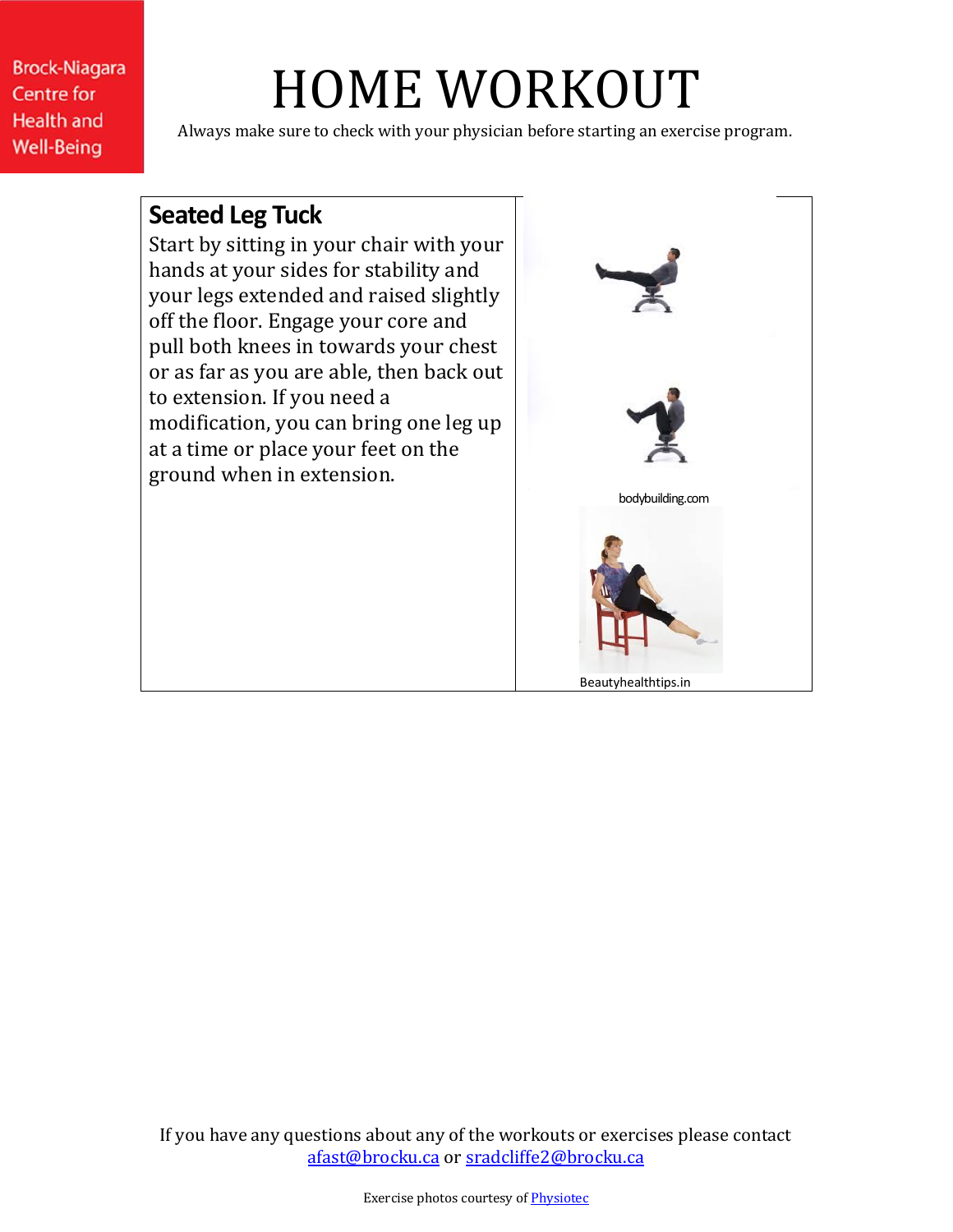Brock-Niagara Centre for Health and Well-Being

# HOME WORKOUT

Always make sure to check with your physician before starting an exercise program.

## Seated Leg Tuck

Start by sitting in your chair with your hands at your sides for stability and your legs extended and raised slightly off the floor. Engage your core and pull both knees in towards your chest or as far as you are able, then back out to extension. If you need a modification, you can bring one leg up at a time or place your feet on the ground when in extension.

bodybuilding.com

Beautyhealthtips.in

If you have any questions about any of the workouts or exercises please contact afast@brocku.ca or sradcliffe2@brocku.ca

Exercise photos courtesy of Physiotec